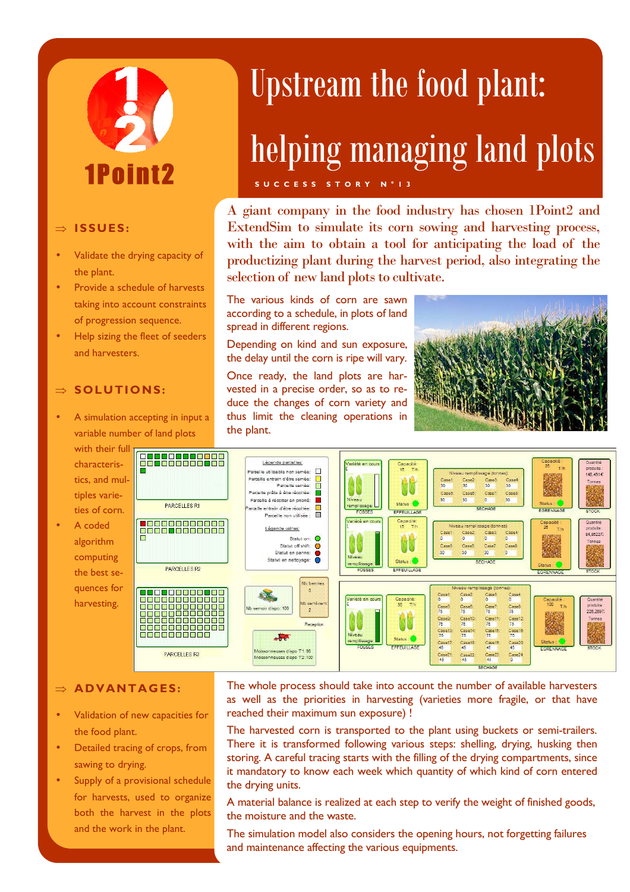# Upstream the food plant: helping managing land plots

SUCCESS STORY N°13

1Point2

## ⇒ ISSUES:

- Validate the drying capacity of the plant.
- Provide a schedule of harvests taking into account constraints of progression sequence.
- Help sizing the fleet of seeders and harvesters.

## ⇒ SOLUTIONS:

- A simulation accepting in input a variable number of land plots with their full characteristics, and multiples varieties of corn.
- A coded algorithm computing the best sequences for harvesting.

A giant company in the food industry has chosen 1Point2 and ExtendSim to simulate its corn sowing and harvesting process, with the aim to obtain a tool for anticipating the load of the productizing plant during the harvest period, also integrating the selection of new land plots to cultivate.

The various kinds of corn are sawn according to a schedule, in plots of land spread in different regions.

Depending on kind and sun exposure, the delay until the corn is ripe will vary.

Once ready, the land plots are harvested in a precise order, so as to reduce the changes of corn variety and thus limit the cleaning operations in the plant.

## ⇒ ADVANTAGES:

- Validation of new capacities for the food plant.
- Detailed tracing of crops, from sawing to drying.
- Supply of a provisional schedule for harvests, used to organize both the harvest in the plots and the work in the plant.

The whole process should take into account the number of available harvesters as well as the priorities in harvesting (varieties more fragile, or that have reached their maximum sun exposure) !

The harvested corn is transported to the plant using buckets or semi-trailers. There it is transformed following various steps: shelling, drying, husking then storing. A careful tracing starts with the filling of the drying compartments, since it mandatory to know each week which quantity of which kind of corn entered the drying units.

A material balance is realized at each step to verify the weight of finished goods, the moisture and the waste.

The simulation model also considers the opening hours, not forgetting failures and maintenance affecting the various equipments.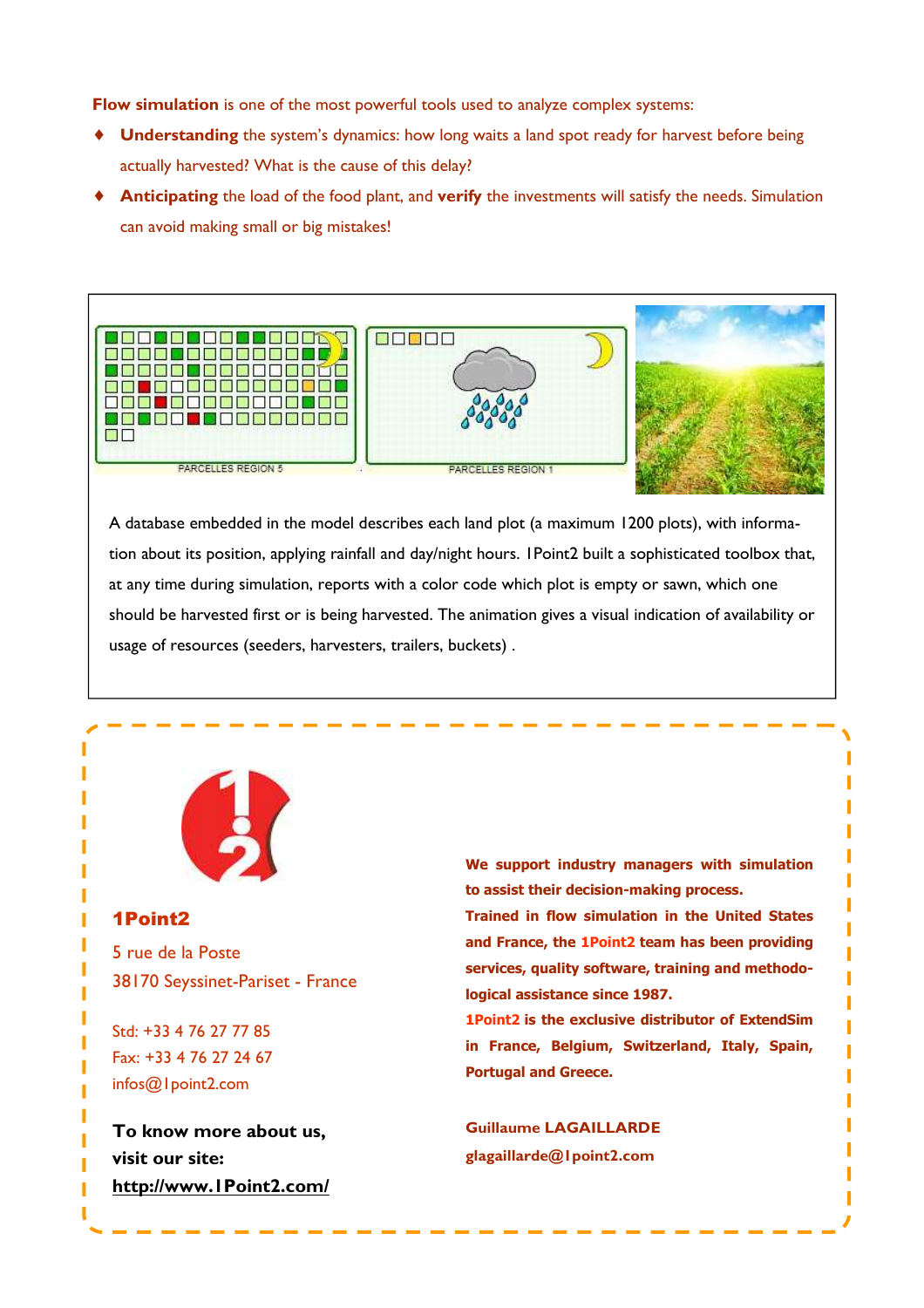**Flow simulation** is one of the most powerful tools used to analyze complex systems:

- **Understanding** the system's dynamics: how long waits a land spot ready for harvest before being actually harvested? What is the cause of this delay?
- **Anticipating** the load of the food plant, and **verify** the investments will satisfy the needs. Simulation can avoid making small or big mistakes!

PARCELLES REGION 5

PARCELLES REGION 1

A database embedded in the model describes each land plot (a maximum 1200 plots), with information about its position, applying rainfall and day/night hours. 1Point2 built a sophisticated toolbox that, at any time during simulation, reports with a color code which plot is empty or sawn, which one should be harvested first or is being harvested. The animation gives a visual indication of availability or usage of resources (seeders, harvesters, trailers, buckets) .

**1Point2**

5 rue de la Poste

38170 Seyssinet-Pariset - France

Std: +33 4 76 27 77 85

Fax: +33 4 76 27 24 67

infos@1point2.com

**To know more about us, visit our site:** **http://www.1Point2.com/**

**We support industry managers with simulation to assist their decision-making process.**

**Trained in flow simulation in the United States and France, the 1Point2 team has been providing services, quality software, training and methodological assistance since 1987.**

**1Point2 is the exclusive distributor of ExtendSim in France, Belgium, Switzerland, Italy, Spain, Portugal and Greece.**

**Guillaume LAGAILLARDE**

**glagaillarde@1point2.com**